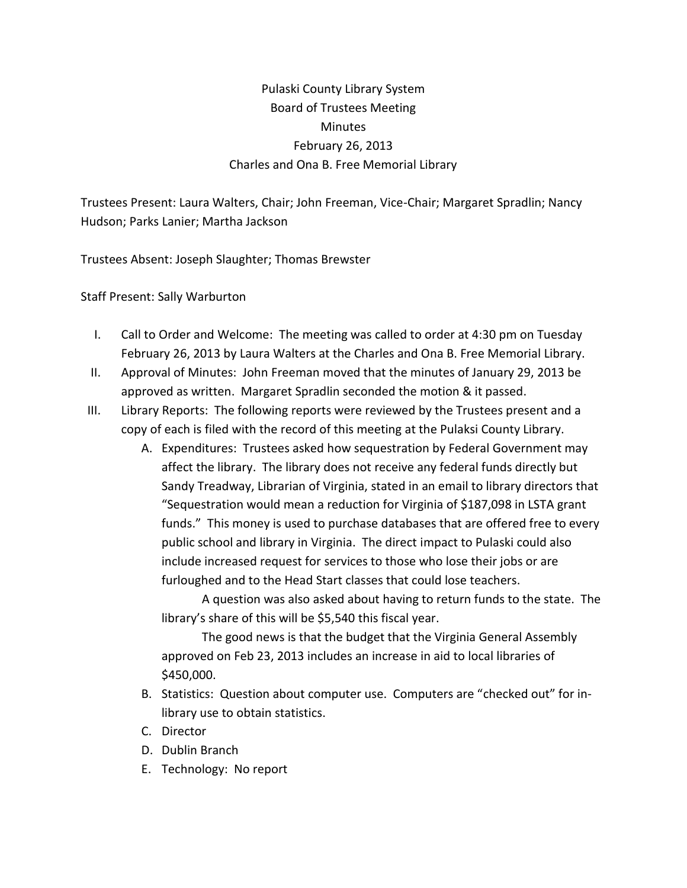# Pulaski County Library System
## Board of Trustees Meeting
## Minutes
### February 26, 2013
### Charles and Ona B. Free Memorial Library

Trustees Present: Laura Walters, Chair; John Freeman, Vice-Chair; Margaret Spradlin; Nancy Hudson; Parks Lanier; Martha Jackson

Trustees Absent: Joseph Slaughter; Thomas Brewster

Staff Present: Sally Warburton

I. Call to Order and Welcome: The meeting was called to order at 4:30 pm on Tuesday February 26, 2013 by Laura Walters at the Charles and Ona B. Free Memorial Library.

II. Approval of Minutes: John Freeman moved that the minutes of January 29, 2013 be approved as written. Margaret Spradlin seconded the motion & it passed.

III. Library Reports: The following reports were reviewed by the Trustees present and a copy of each is filed with the record of this meeting at the Pulaksi County Library.

   A. Expenditures: Trustees asked how sequestration by Federal Government may affect the library. The library does not receive any federal funds directly but Sandy Treadway, Librarian of Virginia, stated in an email to library directors that "Sequestration would mean a reduction for Virginia of $187,098 in LSTA grant funds." This money is used to purchase databases that are offered free to every public school and library in Virginia. The direct impact to Pulaski could also include increased request for services to those who lose their jobs or are furloughed and to the Head Start classes that could lose teachers.

      A question was also asked about having to return funds to the state. The library's share of this will be $5,540 this fiscal year.

      The good news is that the budget that the Virginia General Assembly approved on Feb 23, 2013 includes an increase in aid to local libraries of $450,000.

   B. Statistics: Question about computer use. Computers are "checked out" for in-library use to obtain statistics.

   C. Director

   D. Dublin Branch

   E. Technology: No report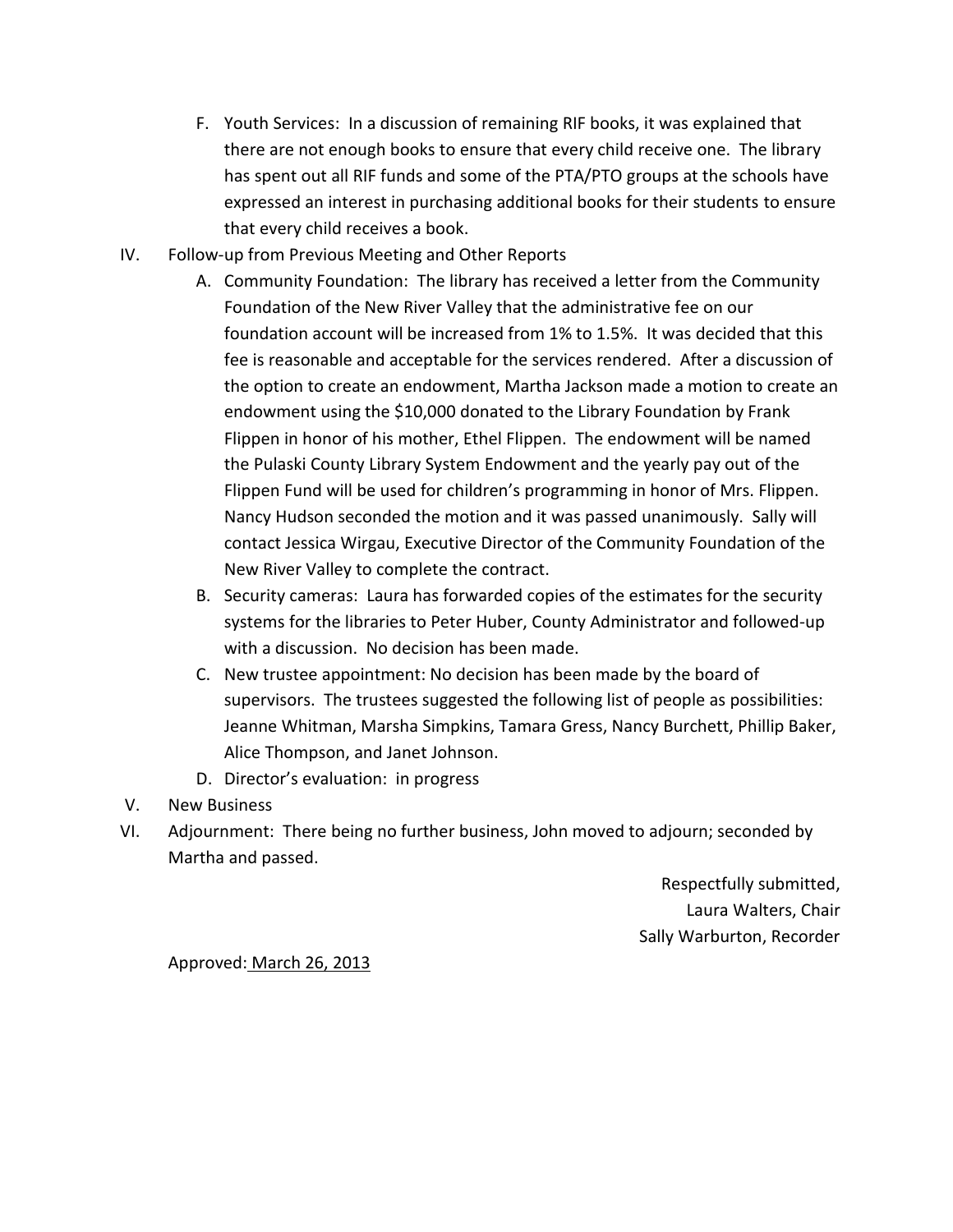F. Youth Services: In a discussion of remaining RIF books, it was explained that there are not enough books to ensure that every child receive one. The library has spent out all RIF funds and some of the PTA/PTO groups at the schools have expressed an interest in purchasing additional books for their students to ensure that every child receives a book.

IV. Follow-up from Previous Meeting and Other Reports

A. Community Foundation: The library has received a letter from the Community Foundation of the New River Valley that the administrative fee on our foundation account will be increased from 1% to 1.5%. It was decided that this fee is reasonable and acceptable for the services rendered. After a discussion of the option to create an endowment, Martha Jackson made a motion to create an endowment using the $10,000 donated to the Library Foundation by Frank Flippen in honor of his mother, Ethel Flippen. The endowment will be named the Pulaski County Library System Endowment and the yearly pay out of the Flippen Fund will be used for children's programming in honor of Mrs. Flippen. Nancy Hudson seconded the motion and it was passed unanimously. Sally will contact Jessica Wirgau, Executive Director of the Community Foundation of the New River Valley to complete the contract.

B. Security cameras: Laura has forwarded copies of the estimates for the security systems for the libraries to Peter Huber, County Administrator and followed-up with a discussion. No decision has been made.

C. New trustee appointment: No decision has been made by the board of supervisors. The trustees suggested the following list of people as possibilities: Jeanne Whitman, Marsha Simpkins, Tamara Gress, Nancy Burchett, Phillip Baker, Alice Thompson, and Janet Johnson.

D. Director's evaluation: in progress

V. New Business

VI. Adjournment: There being no further business, John moved to adjourn; seconded by Martha and passed.

Respectfully submitted,
Laura Walters, Chair
Sally Warburton, Recorder

Approved: March 26, 2013